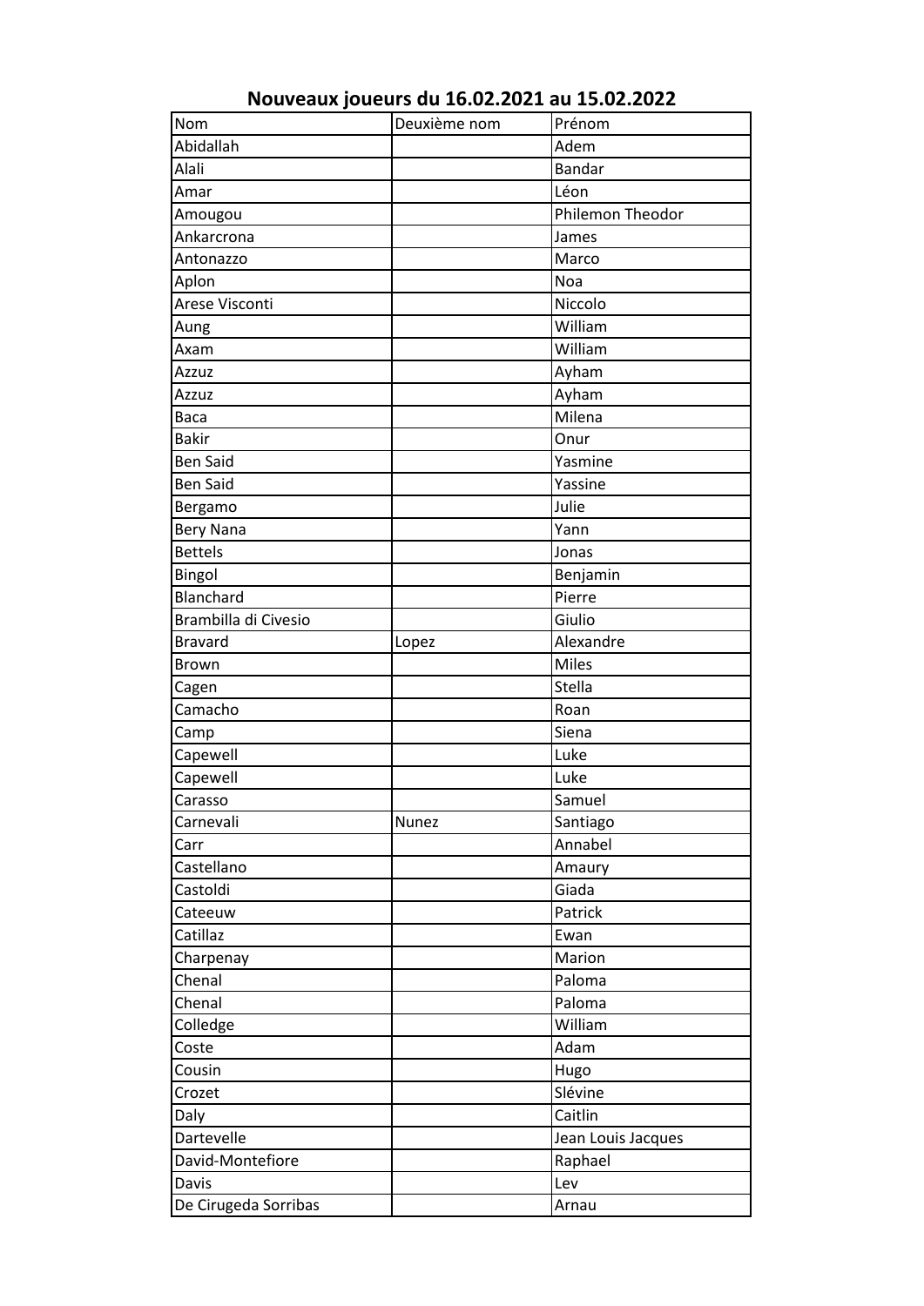## Nouveaux joueurs du 16.02.2021 au 15.02.2022

| Nom | Deuxième nom | Prénom |
|---|---|---|
| Abidallah | | Adem |
| Alali | | Bandar |
| Amar | | Léon |
| Amougou | | Philemon Theodor |
| Ankarcrona | | James |
| Antonazzo | | Marco |
| Aplon | | Noa |
| Arese Visconti | | Niccolo |
| Aung | | William |
| Axam | | William |
| Azzuz | | Ayham |
| Azzuz | | Ayham |
| Baca | | Milena |
| Bakir | | Onur |
| Ben Said | | Yasmine |
| Ben Said | | Yassine |
| Bergamo | | Julie |
| Bery Nana | | Yann |
| Bettels | | Jonas |
| Bingol | | Benjamin |
| Blanchard | | Pierre |
| Brambilla di Civesio | | Giulio |
| Bravard | Lopez | Alexandre |
| Brown | | Miles |
| Cagen | | Stella |
| Camacho | | Roan |
| Camp | | Siena |
| Capewell | | Luke |
| Capewell | | Luke |
| Carasso | | Samuel |
| Carnevali | Nunez | Santiago |
| Carr | | Annabel |
| Castellano | | Amaury |
| Castoldi | | Giada |
| Cateeuw | | Patrick |
| Catillaz | | Ewan |
| Charpenay | | Marion |
| Chenal | | Paloma |
| Chenal | | Paloma |
| Colledge | | William |
| Coste | | Adam |
| Cousin | | Hugo |
| Crozet | | Slévine |
| Daly | | Caitlin |
| Dartevelle | | Jean Louis Jacques |
| David-Montefiore | | Raphael |
| Davis | | Lev |
| De Cirugeda Sorribas | | Arnau |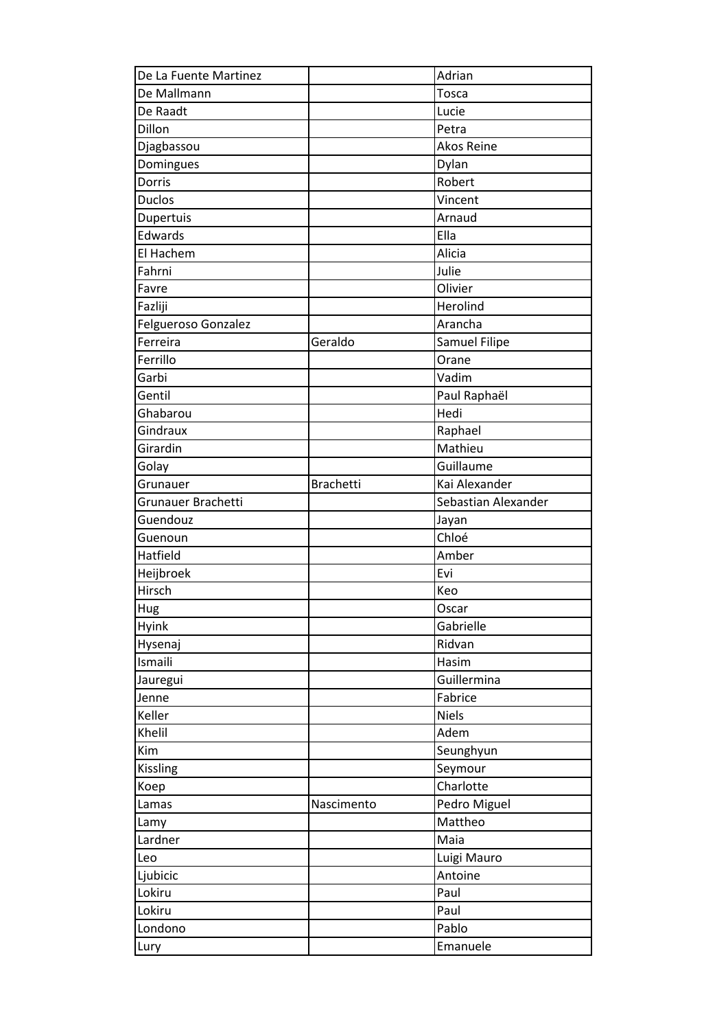| De La Fuente Martinez | | Adrian |
|---|---|---|
| De Mallmann | | Tosca |
| De Raadt | | Lucie |
| Dillon | | Petra |
| Djagbassou | | Akos Reine |
| Domingues | | Dylan |
| Dorris | | Robert |
| Duclos | | Vincent |
| Dupertuis | | Arnaud |
| Edwards | | Ella |
| El Hachem | | Alicia |
| Fahrni | | Julie |
| Favre | | Olivier |
| Fazliji | | Herolind |
| Felgueroso Gonzalez | | Arancha |
| Ferreira | Geraldo | Samuel Filipe |
| Ferrillo | | Orane |
| Garbi | | Vadim |
| Gentil | | Paul Raphaël |
| Ghabarou | | Hedi |
| Gindraux | | Raphael |
| Girardin | | Mathieu |
| Golay | | Guillaume |
| Grunauer | Brachetti | Kai Alexander |
| Grunauer Brachetti | | Sebastian Alexander |
| Guendouz | | Jayan |
| Guenoun | | Chloé |
| Hatfield | | Amber |
| Heijbroek | | Evi |
| Hirsch | | Keo |
| Hug | | Oscar |
| Hyink | | Gabrielle |
| Hysenaj | | Ridvan |
| Ismaili | | Hasim |
| Jauregui | | Guillermina |
| Jenne | | Fabrice |
| Keller | | Niels |
| Khelil | | Adem |
| Kim | | Seunghyun |
| Kissling | | Seymour |
| Koep | | Charlotte |
| Lamas | Nascimento | Pedro Miguel |
| Lamy | | Mattheo |
| Lardner | | Maia |
| Leo | | Luigi Mauro |
| Ljubicic | | Antoine |
| Lokiru | | Paul |
| Lokiru | | Paul |
| Londono | | Pablo |
| Lury | | Emanuele |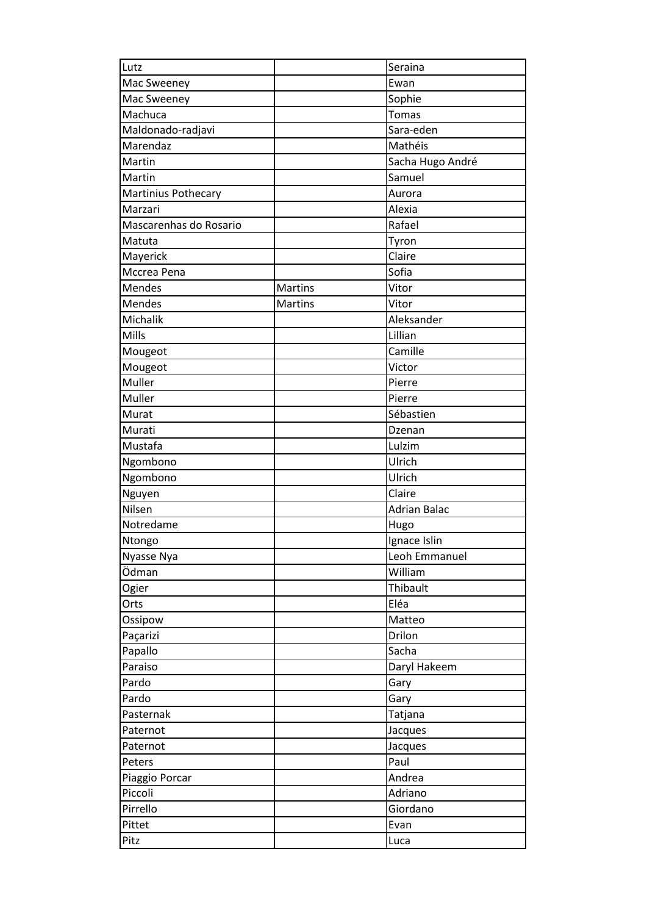| | | |
|---|---|---|
| Lutz | | Seraina |
| Mac Sweeney | | Ewan |
| Mac Sweeney | | Sophie |
| Machuca | | Tomas |
| Maldonado-radjavi | | Sara-eden |
| Marendaz | | Mathéis |
| Martin | | Sacha Hugo André |
| Martin | | Samuel |
| Martinius Pothecary | | Aurora |
| Marzari | | Alexia |
| Mascarenhas do Rosario | | Rafael |
| Matuta | | Tyron |
| Mayerick | | Claire |
| Mccrea Pena | | Sofia |
| Mendes | Martins | Vitor |
| Mendes | Martins | Vitor |
| Michalik | | Aleksander |
| Mills | | Lillian |
| Mougeot | | Camille |
| Mougeot | | Victor |
| Muller | | Pierre |
| Muller | | Pierre |
| Murat | | Sébastien |
| Murati | | Dzenan |
| Mustafa | | Lulzim |
| Ngombono | | Ulrich |
| Ngombono | | Ulrich |
| Nguyen | | Claire |
| Nilsen | | Adrian Balac |
| Notredame | | Hugo |
| Ntongo | | Ignace Islin |
| Nyasse Nya | | Leoh Emmanuel |
| Ödman | | William |
| Ogier | | Thibault |
| Orts | | Eléa |
| Ossipow | | Matteo |
| Paçarizi | | Drilon |
| Papallo | | Sacha |
| Paraiso | | Daryl Hakeem |
| Pardo | | Gary |
| Pardo | | Gary |
| Pasternak | | Tatjana |
| Paternot | | Jacques |
| Paternot | | Jacques |
| Peters | | Paul |
| Piaggio Porcar | | Andrea |
| Piccoli | | Adriano |
| Pirrello | | Giordano |
| Pittet | | Evan |
| Pitz | | Luca |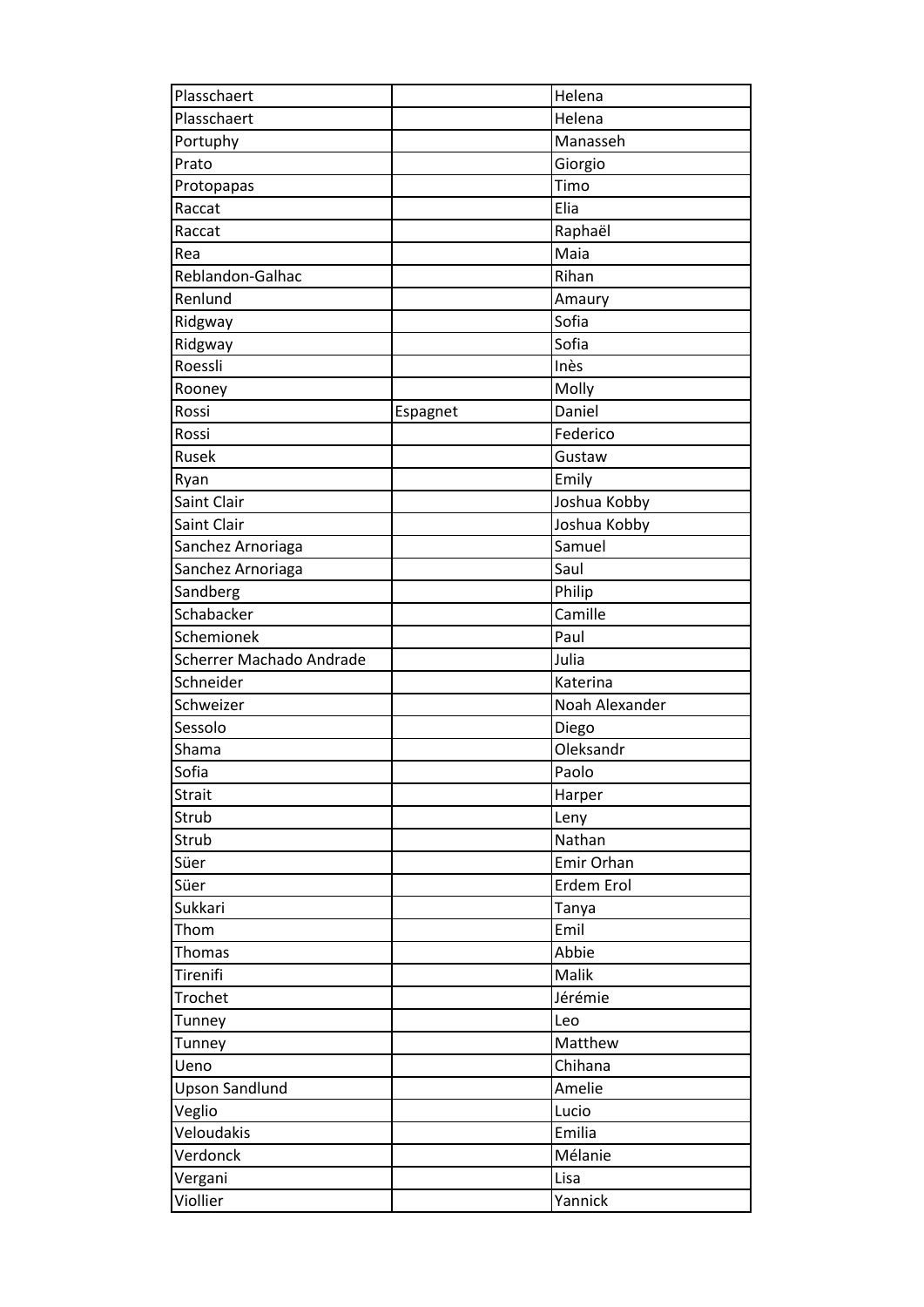| | | |
|---|---|---|
| Plasschaert | | Helena |
| Plasschaert | | Helena |
| Portuphy | | Manasseh |
| Prato | | Giorgio |
| Protopapas | | Timo |
| Raccat | | Elia |
| Raccat | | Raphaël |
| Rea | | Maia |
| Reblandon-Galhac | | Rihan |
| Renlund | | Amaury |
| Ridgway | | Sofia |
| Ridgway | | Sofia |
| Roessli | | Inès |
| Rooney | | Molly |
| Rossi | Espagnet | Daniel |
| Rossi | | Federico |
| Rusek | | Gustaw |
| Ryan | | Emily |
| Saint Clair | | Joshua Kobby |
| Saint Clair | | Joshua Kobby |
| Sanchez Arnoriaga | | Samuel |
| Sanchez Arnoriaga | | Saul |
| Sandberg | | Philip |
| Schabacker | | Camille |
| Schemionek | | Paul |
| Scherrer Machado Andrade | | Julia |
| Schneider | | Katerina |
| Schweizer | | Noah Alexander |
| Sessolo | | Diego |
| Shama | | Oleksandr |
| Sofia | | Paolo |
| Strait | | Harper |
| Strub | | Leny |
| Strub | | Nathan |
| Süer | | Emir Orhan |
| Süer | | Erdem Erol |
| Sukkari | | Tanya |
| Thom | | Emil |
| Thomas | | Abbie |
| Tirenifi | | Malik |
| Trochet | | Jérémie |
| Tunney | | Leo |
| Tunney | | Matthew |
| Ueno | | Chihana |
| Upson Sandlund | | Amelie |
| Veglio | | Lucio |
| Veloudakis | | Emilia |
| Verdonck | | Mélanie |
| Vergani | | Lisa |
| Viollier | | Yannick |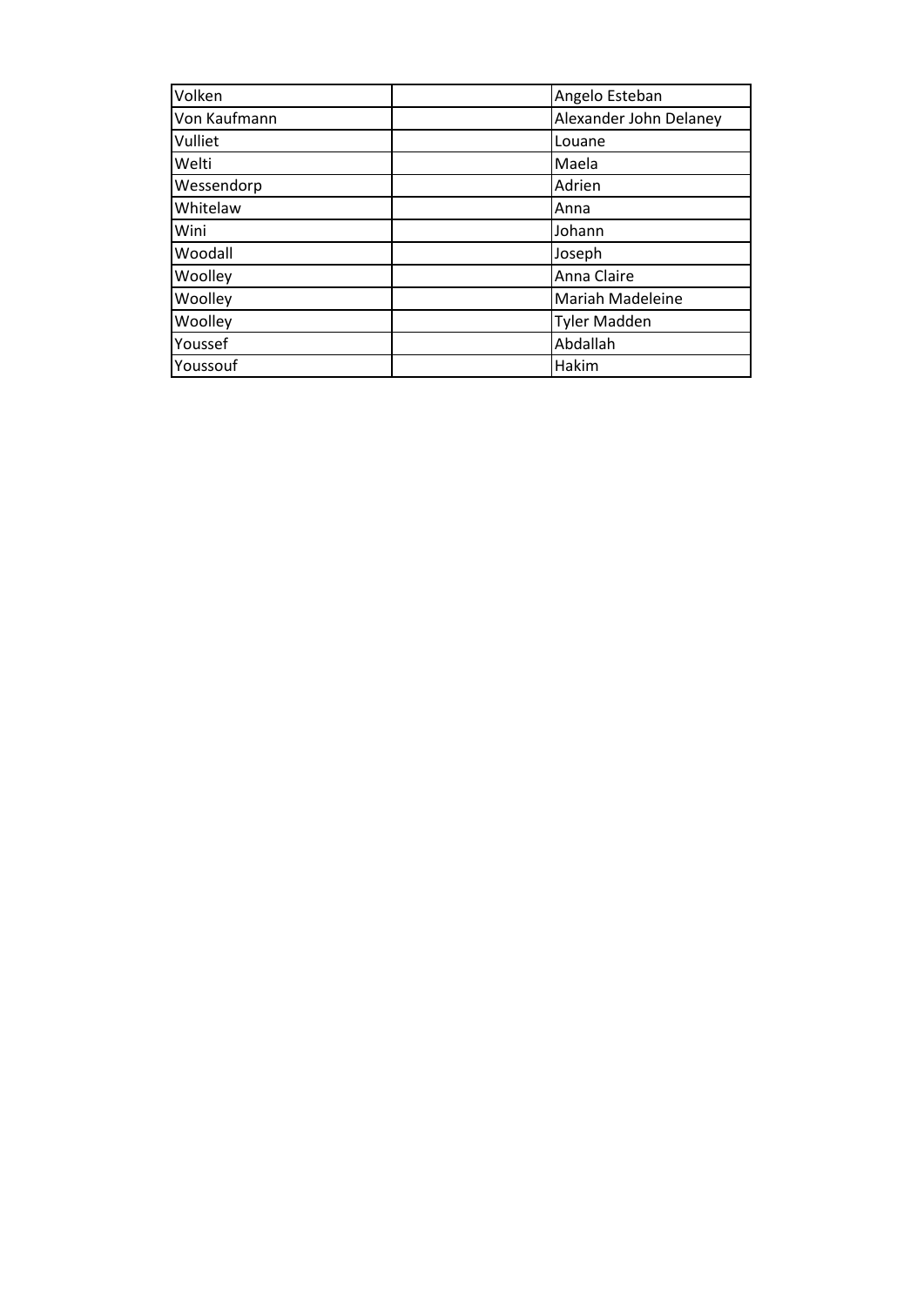| | | |
|---|---|---|
| Volken | | Angelo Esteban |
| Von Kaufmann | | Alexander John Delaney |
| Vulliet | | Louane |
| Welti | | Maela |
| Wessendorp | | Adrien |
| Whitelaw | | Anna |
| Wini | | Johann |
| Woodall | | Joseph |
| Woolley | | Anna Claire |
| Woolley | | Mariah Madeleine |
| Woolley | | Tyler Madden |
| Youssef | | Abdallah |
| Youssouf | | Hakim |